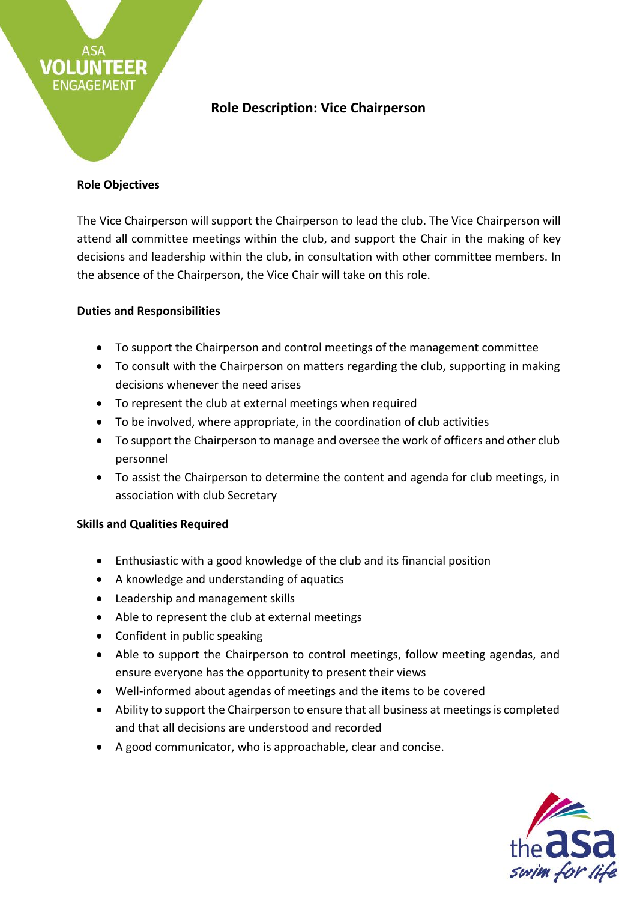# Role Description: Vice Chairperson

## Role Objectives

The Vice Chairperson will support the Chairperson to lead the club. The Vice Chairperson will attend all committee meetings within the club, and support the Chair in the making of key decisions and leadership within the club, in consultation with other committee members. In the absence of the Chairperson, the Vice Chair will take on this role.

## Duties and Responsibilities

- To support the Chairperson and control meetings of the management committee
- To consult with the Chairperson on matters regarding the club, supporting in making decisions whenever the need arises
- To represent the club at external meetings when required
- To be involved, where appropriate, in the coordination of club activities
- To support the Chairperson to manage and oversee the work of officers and other club personnel
- To assist the Chairperson to determine the content and agenda for club meetings, in association with club Secretary

## Skills and Qualities Required

- Enthusiastic with a good knowledge of the club and its financial position
- A knowledge and understanding of aquatics
- Leadership and management skills
- Able to represent the club at external meetings
- Confident in public speaking
- Able to support the Chairperson to control meetings, follow meeting agendas, and ensure everyone has the opportunity to present their views
- Well-informed about agendas of meetings and the items to be covered
- Ability to support the Chairperson to ensure that all business at meetings is completed and that all decisions are understood and recorded
- A good communicator, who is approachable, clear and concise.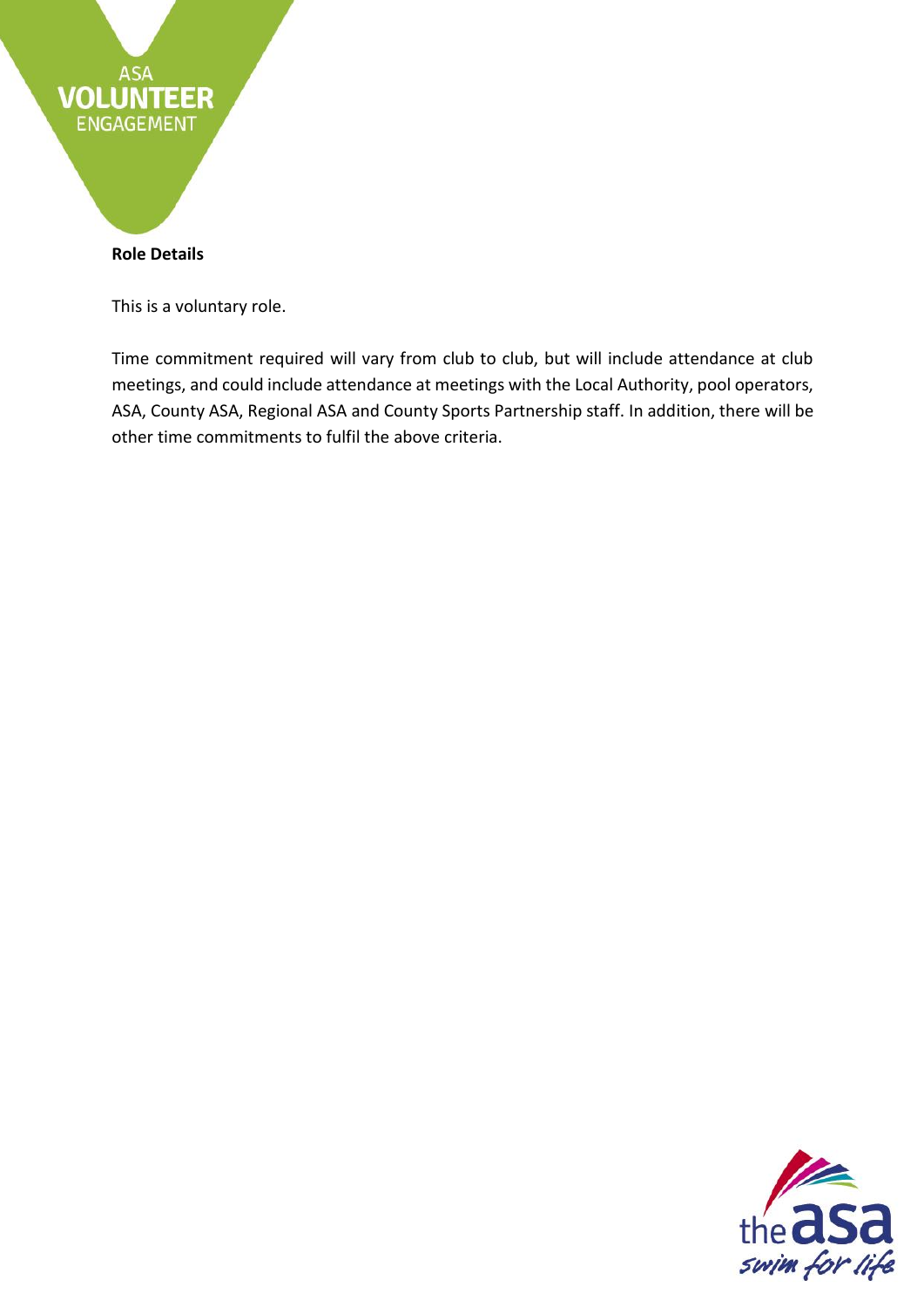**Role Details**

This is a voluntary role.

Time commitment required will vary from club to club, but will include attendance at club meetings, and could include attendance at meetings with the Local Authority, pool operators, ASA, County ASA, Regional ASA and County Sports Partnership staff. In addition, there will be other time commitments to fulfil the above criteria.